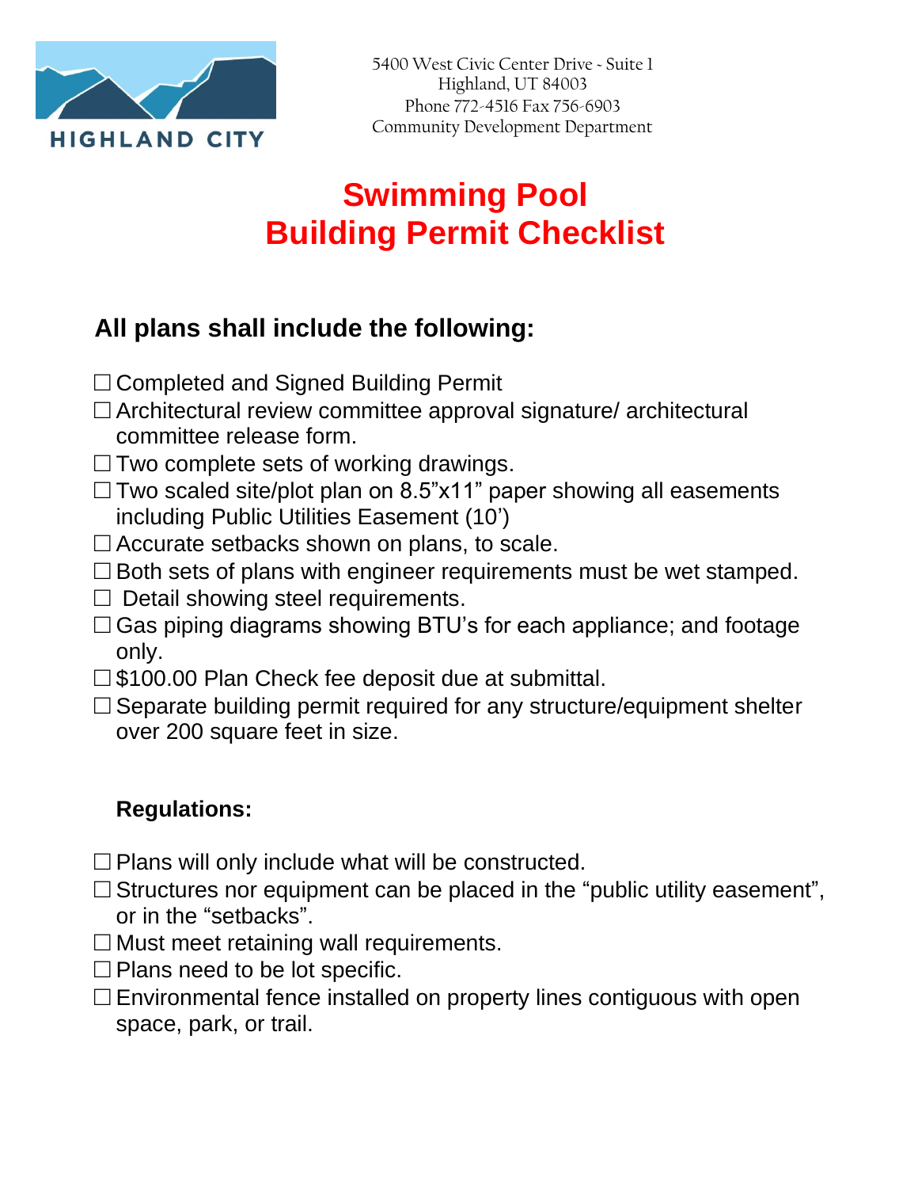HIGHLAND CITY

5400 West Civic Center Drive - Suite 1
Highland, UT 84003
Phone 772-4516 Fax 756-6903
Community Development Department

# Swimming Pool
# Building Permit Checklist

## All plans shall include the following:

☐ Completed and Signed Building Permit
☐ Architectural review committee approval signature/ architectural committee release form.
☐ Two complete sets of working drawings.
☐ Two scaled site/plot plan on 8.5"x11" paper showing all easements including Public Utilities Easement (10')
☐ Accurate setbacks shown on plans, to scale.
☐ Both sets of plans with engineer requirements must be wet stamped.
☐ Detail showing steel requirements.
☐ Gas piping diagrams showing BTU's for each appliance; and footage only.
☐ $100.00 Plan Check fee deposit due at submittal.
☐ Separate building permit required for any structure/equipment shelter over 200 square feet in size.

### Regulations:

☐ Plans will only include what will be constructed.
☐ Structures nor equipment can be placed in the "public utility easement", or in the "setbacks".
☐ Must meet retaining wall requirements.
☐ Plans need to be lot specific.
☐ Environmental fence installed on property lines contiguous with open space, park, or trail.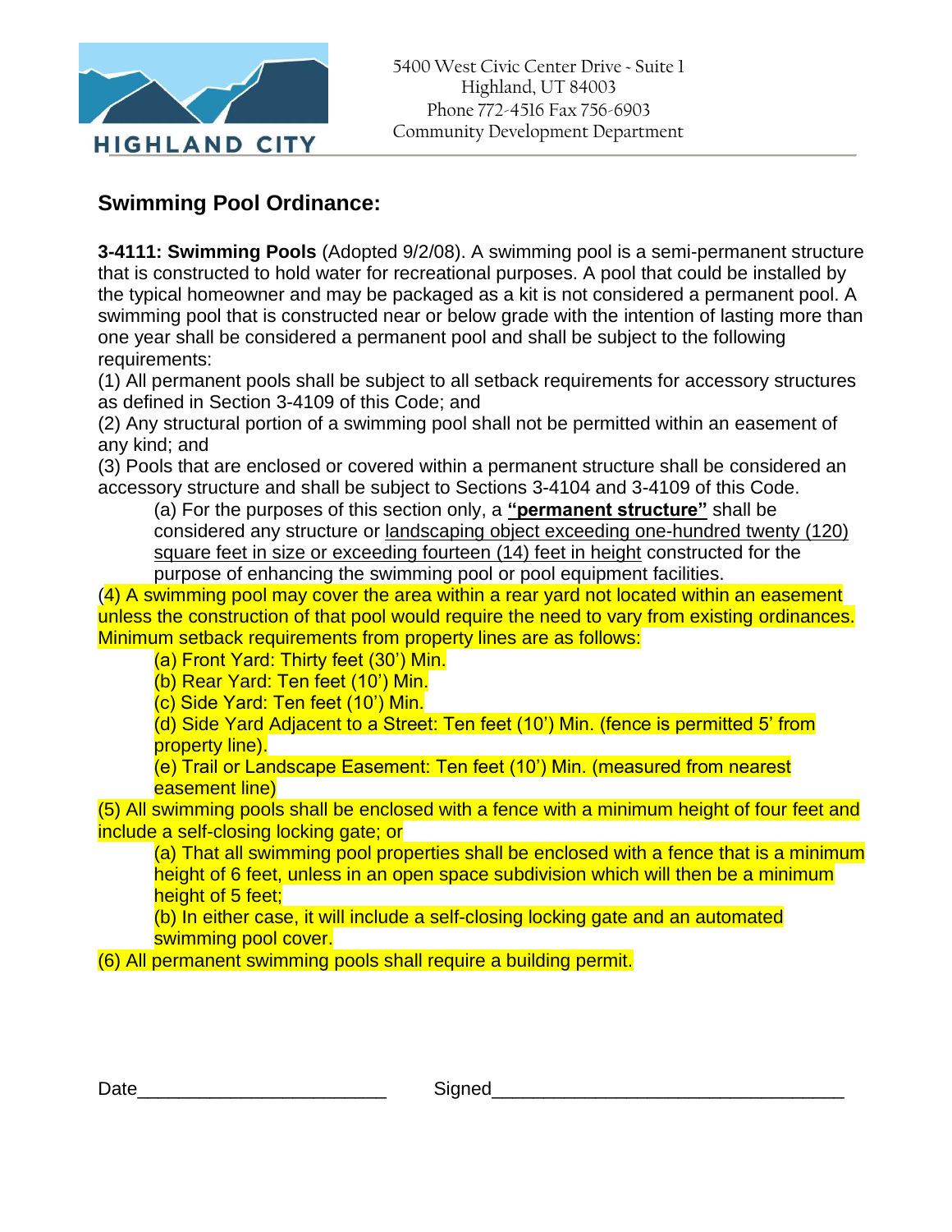HIGHLAND CITY

5400 West Civic Center Drive - Suite 1
Highland, UT 84003
Phone 772-4516 Fax 756-6903
Community Development Department

## Swimming Pool Ordinance:

**3-4111: Swimming Pools** (Adopted 9/2/08). A swimming pool is a semi-permanent structure that is constructed to hold water for recreational purposes. A pool that could be installed by the typical homeowner and may be packaged as a kit is not considered a permanent pool. A swimming pool that is constructed near or below grade with the intention of lasting more than one year shall be considered a permanent pool and shall be subject to the following requirements:

(1) All permanent pools shall be subject to all setback requirements for accessory structures as defined in Section 3-4109 of this Code; and

(2) Any structural portion of a swimming pool shall not be permitted within an easement of any kind; and

(3) Pools that are enclosed or covered within a permanent structure shall be considered an accessory structure and shall be subject to Sections 3-4104 and 3-4109 of this Code.

> (a) For the purposes of this section only, a **"permanent structure"** shall be considered any structure or landscaping object exceeding one-hundred twenty (120) square feet in size or exceeding fourteen (14) feet in height constructed for the purpose of enhancing the swimming pool or pool equipment facilities.

(4) A swimming pool may cover the area within a rear yard not located within an easement unless the construction of that pool would require the need to vary from existing ordinances. Minimum setback requirements from property lines are as follows:

> (a) Front Yard: Thirty feet (30') Min.
> (b) Rear Yard: Ten feet (10') Min.
> (c) Side Yard: Ten feet (10') Min.
> (d) Side Yard Adjacent to a Street: Ten feet (10') Min. (fence is permitted 5' from property line).
> (e) Trail or Landscape Easement: Ten feet (10') Min. (measured from nearest easement line)

(5) All swimming pools shall be enclosed with a fence with a minimum height of four feet and include a self-closing locking gate; or

> (a) That all swimming pool properties shall be enclosed with a fence that is a minimum height of 6 feet, unless in an open space subdivision which will then be a minimum height of 5 feet;
> (b) In either case, it will include a self-closing locking gate and an automated swimming pool cover.

(6) All permanent swimming pools shall require a building permit.

Date_______________________ Signed________________________________